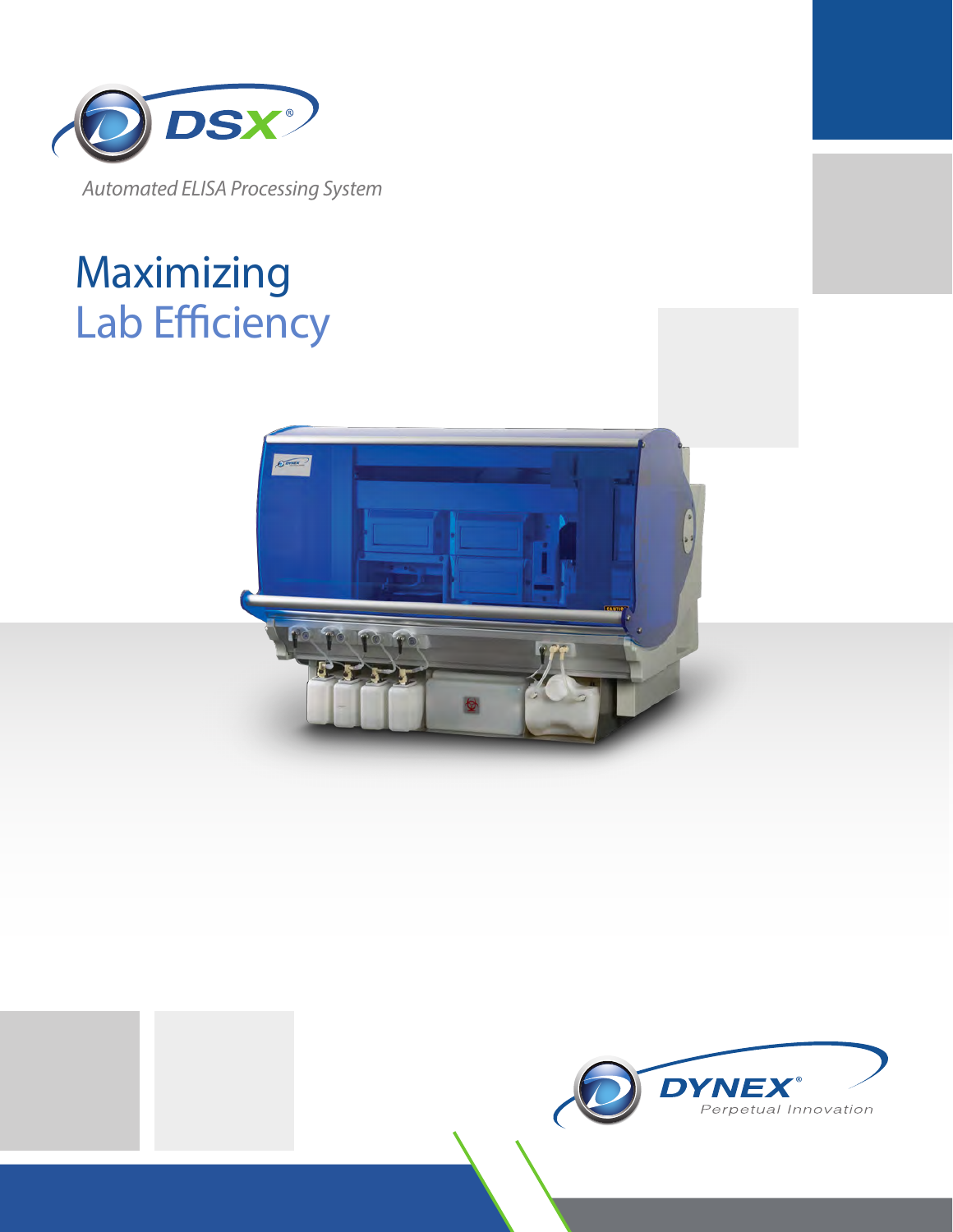DSX®

*Automated ELISA Processing System*

# Maximizing Lab Efficiency

DYNEX®

*Perpetual Innovation*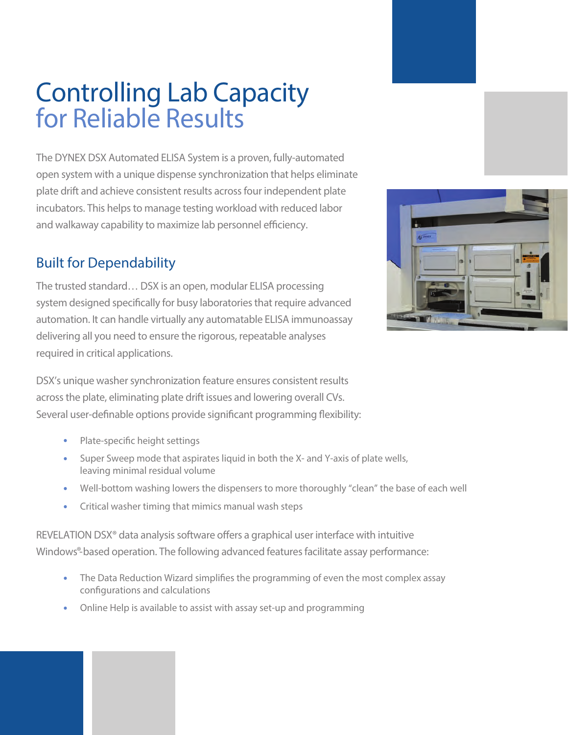# Controlling Lab Capacity for Reliable Results

The DYNEX DSX Automated ELISA System is a proven, fully-automated open system with a unique dispense synchronization that helps eliminate plate drift and achieve consistent results across four independent plate incubators. This helps to manage testing workload with reduced labor and walkaway capability to maximize lab personnel efficiency.

## Built for Dependability

The trusted standard… DSX is an open, modular ELISA processing system designed specifically for busy laboratories that require advanced automation. It can handle virtually any automatable ELISA immunoassay delivering all you need to ensure the rigorous, repeatable analyses required in critical applications.

DSX's unique washer synchronization feature ensures consistent results across the plate, eliminating plate drift issues and lowering overall CVs. Several user-definable options provide significant programming flexibility:

- Plate-specific height settings
- Super Sweep mode that aspirates liquid in both the X- and Y-axis of plate wells, leaving minimal residual volume
- Well-bottom washing lowers the dispensers to more thoroughly "clean" the base of each well
- Critical washer timing that mimics manual wash steps

REVELATION DSX® data analysis software offers a graphical user interface with intuitive Windows®-based operation. The following advanced features facilitate assay performance:

- The Data Reduction Wizard simplifies the programming of even the most complex assay configurations and calculations
- Online Help is available to assist with assay set-up and programming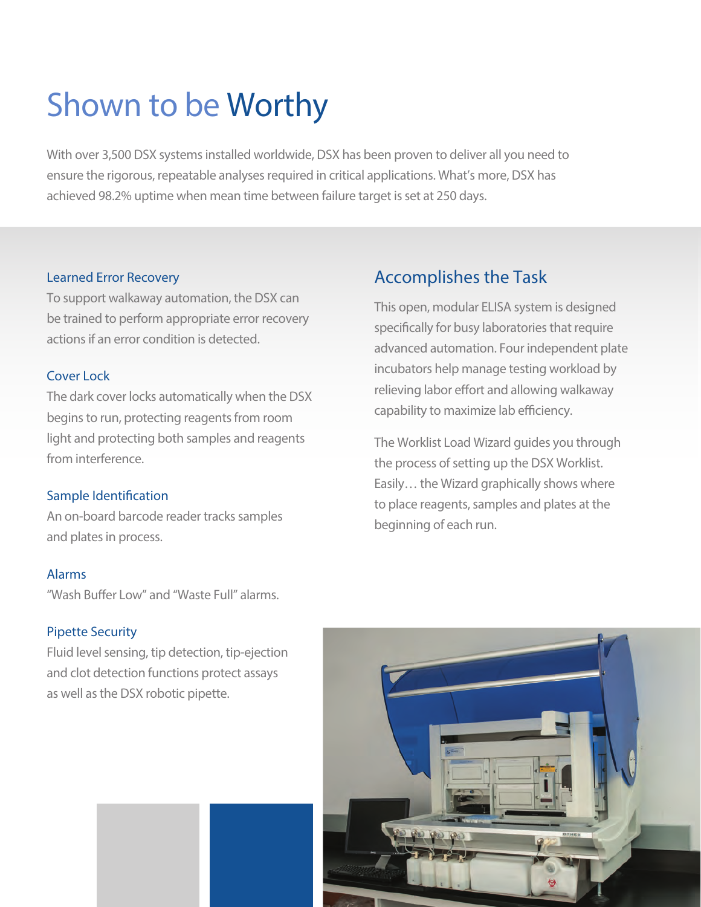# Shown to be Worthy

With over 3,500 DSX systems installed worldwide, DSX has been proven to deliver all you need to ensure the rigorous, repeatable analyses required in critical applications. What's more, DSX has achieved 98.2% uptime when mean time between failure target is set at 250 days.

### Learned Error Recovery

To support walkaway automation, the DSX can be trained to perform appropriate error recovery actions if an error condition is detected.

### Cover Lock

The dark cover locks automatically when the DSX begins to run, protecting reagents from room light and protecting both samples and reagents from interference.

### Sample Identification

An on-board barcode reader tracks samples and plates in process.

### Alarms

"Wash Buffer Low" and "Waste Full" alarms.

### Pipette Security

Fluid level sensing, tip detection, tip-ejection and clot detection functions protect assays as well as the DSX robotic pipette.

## Accomplishes the Task

This open, modular ELISA system is designed specifically for busy laboratories that require advanced automation. Four independent plate incubators help manage testing workload by relieving labor effort and allowing walkaway capability to maximize lab efficiency.

The Worklist Load Wizard guides you through the process of setting up the DSX Worklist. Easily… the Wizard graphically shows where to place reagents, samples and plates at the beginning of each run.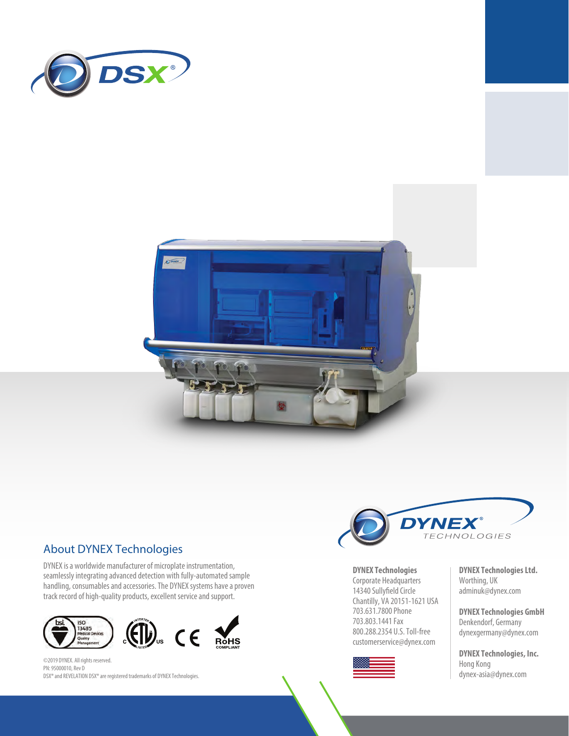DSX®

## About DYNEX Technologies

DYNEX is a worldwide manufacturer of microplate instrumentation, seamlessly integrating advanced detection with fully-automated sample handling, consumables and accessories. The DYNEX systems have a proven track record of high-quality products, excellent service and support.

©2019 DYNEX. All rights reserved.
PN: 95000010, Rev D
DSX® and REVELATION DSX® are registered trademarks of DYNEX Technologies.

DYNEX® TECHNOLOGIES

**DYNEX Technologies**
Corporate Headquarters
14340 Sullyfield Circle
Chantilly, VA 20151-1621 USA
703.631.7800 Phone
703.803.1441 Fax
800.288.2354 U.S. Toll-free
customerservice@dynex.com

**DYNEX Technologies Ltd.**
Worthing, UK
adminuk@dynex.com

**DYNEX Technologies GmbH**
Denkendorf, Germany
dynexgermany@dynex.com

**DYNEX Technologies, Inc.**
Hong Kong
dynex-asia@dynex.com